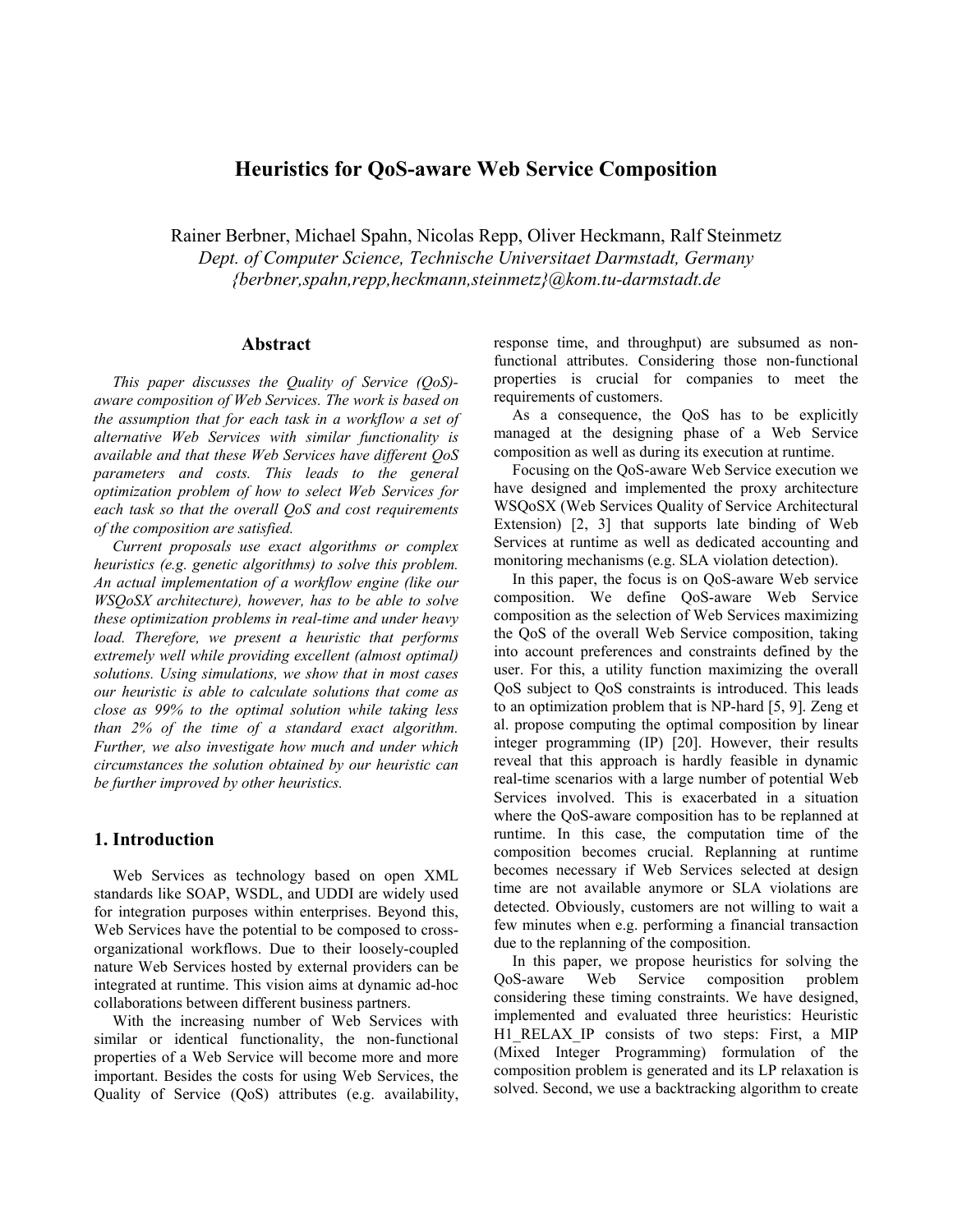# Heuristics for QoS-aware Web Service Composition

Rainer Berbner, Michael Spahn, Nicolas Repp, Oliver Heckmann, Ralf Steinmetz
*Dept. of Computer Science, Technische Universitaet Darmstadt, Germany*
*{berbner,spahn,repp,heckmann,steinmetz}@kom.tu-darmstadt.de*

## Abstract

*This paper discusses the Quality of Service (QoS)-aware composition of Web Services. The work is based on the assumption that for each task in a workflow a set of alternative Web Services with similar functionality is available and that these Web Services have different QoS parameters and costs. This leads to the general optimization problem of how to select Web Services for each task so that the overall QoS and cost requirements of the composition are satisfied.*

*Current proposals use exact algorithms or complex heuristics (e.g. genetic algorithms) to solve this problem. An actual implementation of a workflow engine (like our WSQoSX architecture), however, has to be able to solve these optimization problems in real-time and under heavy load. Therefore, we present a heuristic that performs extremely well while providing excellent (almost optimal) solutions. Using simulations, we show that in most cases our heuristic is able to calculate solutions that come as close as 99% to the optimal solution while taking less than 2% of the time of a standard exact algorithm. Further, we also investigate how much and under which circumstances the solution obtained by our heuristic can be further improved by other heuristics.*

## 1. Introduction

Web Services as technology based on open XML standards like SOAP, WSDL, and UDDI are widely used for integration purposes within enterprises. Beyond this, Web Services have the potential to be composed to cross-organizational workflows. Due to their loosely-coupled nature Web Services hosted by external providers can be integrated at runtime. This vision aims at dynamic ad-hoc collaborations between different business partners.

With the increasing number of Web Services with similar or identical functionality, the non-functional properties of a Web Service will become more and more important. Besides the costs for using Web Services, the Quality of Service (QoS) attributes (e.g. availability, response time, and throughput) are subsumed as non-functional attributes. Considering those non-functional properties is crucial for companies to meet the requirements of customers.

As a consequence, the QoS has to be explicitly managed at the designing phase of a Web Service composition as well as during its execution at runtime.

Focusing on the QoS-aware Web Service execution we have designed and implemented the proxy architecture WSQoSX (Web Services Quality of Service Architectural Extension) [2, 3] that supports late binding of Web Services at runtime as well as dedicated accounting and monitoring mechanisms (e.g. SLA violation detection).

In this paper, the focus is on QoS-aware Web service composition. We define QoS-aware Web Service composition as the selection of Web Services maximizing the QoS of the overall Web Service composition, taking into account preferences and constraints defined by the user. For this, a utility function maximizing the overall QoS subject to QoS constraints is introduced. This leads to an optimization problem that is NP-hard [5, 9]. Zeng et al. propose computing the optimal composition by linear integer programming (IP) [20]. However, their results reveal that this approach is hardly feasible in dynamic real-time scenarios with a large number of potential Web Services involved. This is exacerbated in a situation where the QoS-aware composition has to be replanned at runtime. In this case, the computation time of the composition becomes crucial. Replanning at runtime becomes necessary if Web Services selected at design time are not available anymore or SLA violations are detected. Obviously, customers are not willing to wait a few minutes when e.g. performing a financial transaction due to the replanning of the composition.

In this paper, we propose heuristics for solving the QoS-aware Web Service composition problem considering these timing constraints. We have designed, implemented and evaluated three heuristics: Heuristic H1_RELAX_IP consists of two steps: First, a MIP (Mixed Integer Programming) formulation of the composition problem is generated and its LP relaxation is solved. Second, we use a backtracking algorithm to create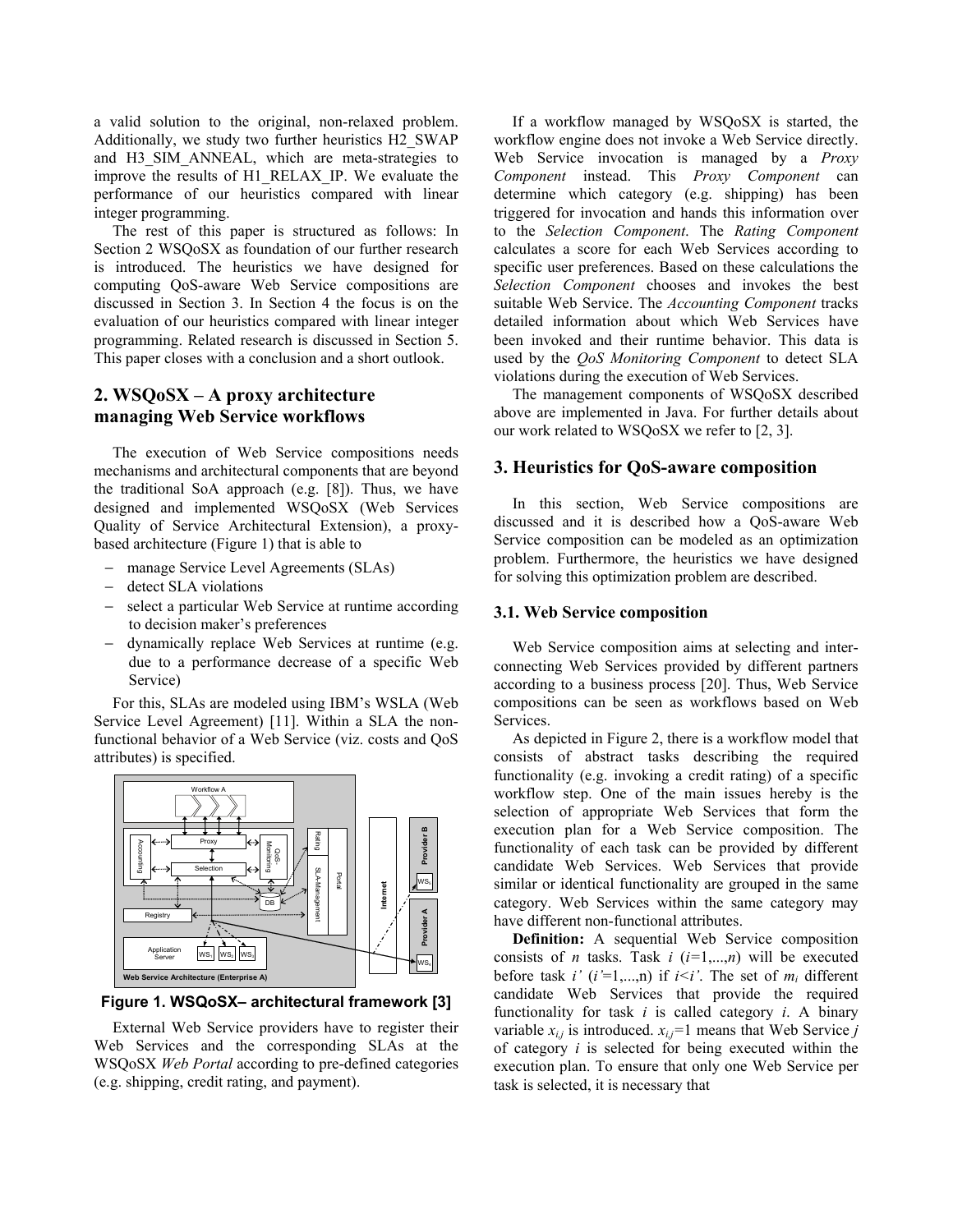a valid solution to the original, non-relaxed problem. Additionally, we study two further heuristics H2_SWAP and H3_SIM_ANNEAL, which are meta-strategies to improve the results of H1_RELAX_IP. We evaluate the performance of our heuristics compared with linear integer programming.

The rest of this paper is structured as follows: In Section 2 WSQoSX as foundation of our further research is introduced. The heuristics we have designed for computing QoS-aware Web Service compositions are discussed in Section 3. In Section 4 the focus is on the evaluation of our heuristics compared with linear integer programming. Related research is discussed in Section 5. This paper closes with a conclusion and a short outlook.

## 2. WSQoSX – A proxy architecture managing Web Service workflows

The execution of Web Service compositions needs mechanisms and architectural components that are beyond the traditional SoA approach (e.g. [8]). Thus, we have designed and implemented WSQoSX (Web Services Quality of Service Architectural Extension), a proxy-based architecture (Figure 1) that is able to

- manage Service Level Agreements (SLAs)
- detect SLA violations
- select a particular Web Service at runtime according to decision maker's preferences
- dynamically replace Web Services at runtime (e.g. due to a performance decrease of a specific Web Service)

For this, SLAs are modeled using IBM's WSLA (Web Service Level Agreement) [11]. Within a SLA the non-functional behavior of a Web Service (viz. costs and QoS attributes) is specified.

Workflow A
Accounting
Proxy
Selection
QoS-Monitoring
DB
Rating
SLA-Management
Portal
Registry
Application Server
$WS_1$ $WS_2$ $WS_3$
Web Service Architecture (Enterprise A)
Internet
Provider B
$WS_5$
Provider A
$WS_4$

**Figure 1. WSQoSX– architectural framework [3]**

External Web Service providers have to register their Web Services and the corresponding SLAs at the WSQoSX *Web Portal* according to pre-defined categories (e.g. shipping, credit rating, and payment).

If a workflow managed by WSQoSX is started, the workflow engine does not invoke a Web Service directly. Web Service invocation is managed by a *Proxy Component* instead. This *Proxy Component* can determine which category (e.g. shipping) has been triggered for invocation and hands this information over to the *Selection Component*. The *Rating Component* calculates a score for each Web Services according to specific user preferences. Based on these calculations the *Selection Component* chooses and invokes the best suitable Web Service. The *Accounting Component* tracks detailed information about which Web Services have been invoked and their runtime behavior. This data is used by the *QoS Monitoring Component* to detect SLA violations during the execution of Web Services.

The management components of WSQoSX described above are implemented in Java. For further details about our work related to WSQoSX we refer to [2, 3].

## 3. Heuristics for QoS-aware composition

In this section, Web Service compositions are discussed and it is described how a QoS-aware Web Service composition can be modeled as an optimization problem. Furthermore, the heuristics we have designed for solving this optimization problem are described.

### 3.1. Web Service composition

Web Service composition aims at selecting and inter-connecting Web Services provided by different partners according to a business process [20]. Thus, Web Service compositions can be seen as workflows based on Web Services.

As depicted in Figure 2, there is a workflow model that consists of abstract tasks describing the required functionality (e.g. invoking a credit rating) of a specific workflow step. One of the main issues hereby is the selection of appropriate Web Services that form the execution plan for a Web Service composition. The functionality of each task can be provided by different candidate Web Services. Web Services that provide similar or identical functionality are grouped in the same category. Web Services within the same category may have different non-functional attributes.

**Definition:** A sequential Web Service composition consists of $n$ tasks. Task $i$ ($i$=1,...,$n$) will be executed before task $i'$ ($i'$=1,...,n) if $i<i'$. The set of $m_i$ different candidate Web Services that provide the required functionality for task $i$ is called category $i$. A binary variable $x_{i,j}$ is introduced. $x_{i,j}$=1 means that Web Service $j$ of category $i$ is selected for being executed within the execution plan. To ensure that only one Web Service per task is selected, it is necessary that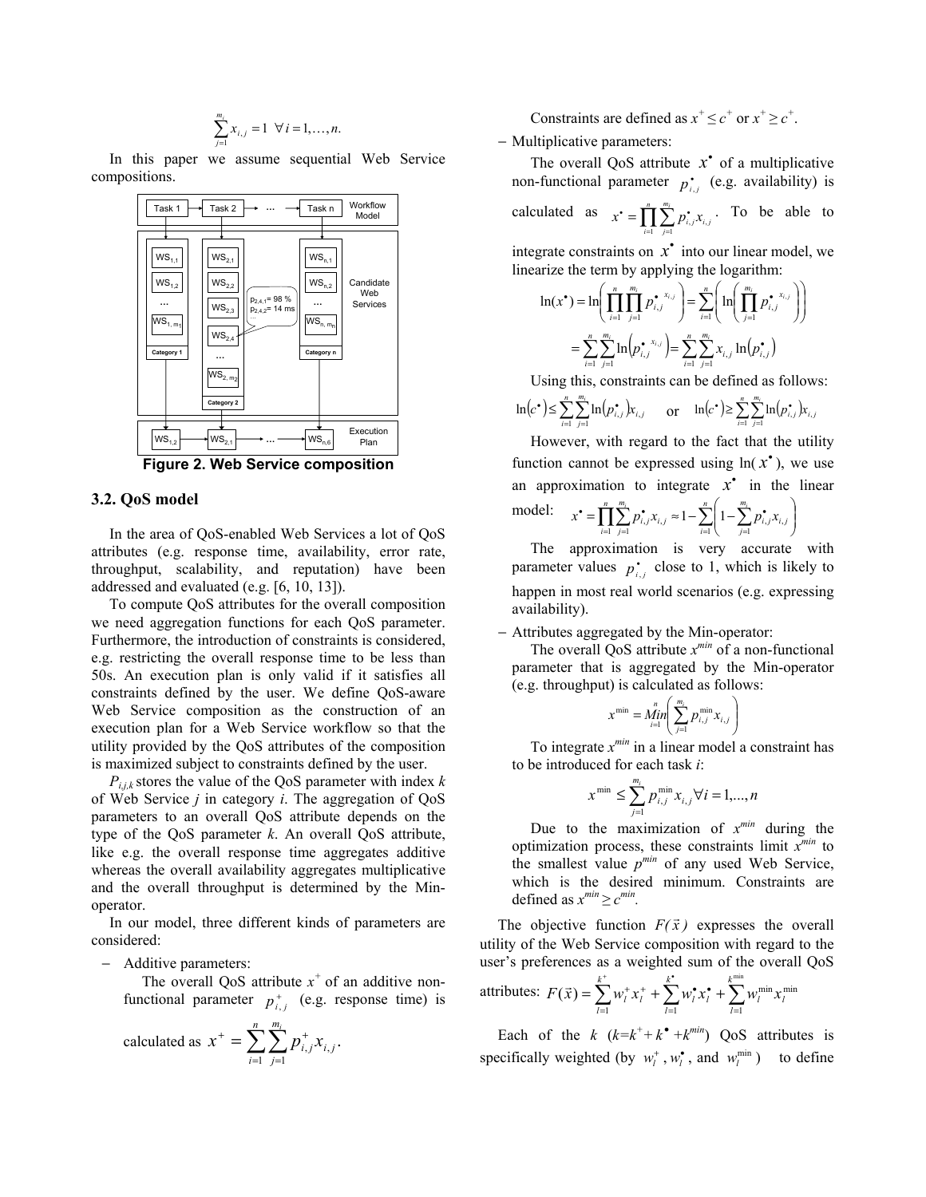$$\sum_{j=1}^{m_i} x_{i,j} = 1 \ \ \forall i = 1,\ldots,n.$$

In this paper we assume sequential Web Service compositions.

Task 1
Task 2
...
Task n
Workflow Model
WS1,1
WS1,2
...
WS1, m1
Category 1
WS2,1
WS2,2
WS2,3
WS2,4
...
WS2, m2
Category 2
p2,4,1= 98 %
p2,4,2= 14 ms
...
WSn,1
WSn,2
...
WSn, mn
Category n
Candidate Web Services
WS1,2
WS2,1
...
WSn,6
Execution Plan

**Figure 2. Web Service composition**

### 3.2. QoS model

In the area of QoS-enabled Web Services a lot of QoS attributes (e.g. response time, availability, error rate, throughput, scalability, and reputation) have been addressed and evaluated (e.g. [6, 10, 13]).

To compute QoS attributes for the overall composition we need aggregation functions for each QoS parameter. Furthermore, the introduction of constraints is considered, e.g. restricting the overall response time to be less than 50s. An execution plan is only valid if it satisfies all constraints defined by the user. We define QoS-aware Web Service composition as the construction of an execution plan for a Web Service workflow so that the utility provided by the QoS attributes of the composition is maximized subject to constraints defined by the user.

$P_{i,j,k}$ stores the value of the QoS parameter with index $k$ of Web Service $j$ in category $i$. The aggregation of QoS parameters to an overall QoS attribute depends on the type of the QoS parameter $k$. An overall QoS attribute, like e.g. the overall response time aggregates additive whereas the overall availability aggregates multiplicative and the overall throughput is determined by the Min-operator.

In our model, three different kinds of parameters are considered:

– Additive parameters:

The overall QoS attribute $x^+$ of an additive non-functional parameter $p^+_{i,j}$ (e.g. response time) is calculated as $x^+ = \sum_{i=1}^{n}\sum_{j=1}^{m_i} p^+_{i,j} x_{i,j}$.

Constraints are defined as $x^+ \le c^+$ or $x^+ \ge c^+$.

– Multiplicative parameters:

The overall QoS attribute $x^\bullet$ of a multiplicative non-functional parameter $p^\bullet_{i,j}$ (e.g. availability) is calculated as $x^\bullet = \prod_{i=1}^{n}\sum_{j=1}^{m_i} p^\bullet_{i,j} x_{i,j}$. To be able to integrate constraints on $x^\bullet$ into our linear model, we linearize the term by applying the logarithm:

$$\ln(x^\bullet) = \ln\left(\prod_{i=1}^{n}\prod_{j=1}^{m_i} {p^\bullet_{i,j}}^{x_{i,j}}\right) = \sum_{i=1}^{n}\left(\ln\left(\prod_{j=1}^{m_i} {p^\bullet_{i,j}}^{x_{i,j}}\right)\right)$$

$$= \sum_{i=1}^{n}\sum_{j=1}^{m_i} \ln\left({p^\bullet_{i,j}}^{x_{i,j}}\right) = \sum_{i=1}^{n}\sum_{j=1}^{m_i} x_{i,j}\ln\left(p^\bullet_{i,j}\right)$$

Using this, constraints can be defined as follows:

$$\ln(c^\bullet) \le \sum_{i=1}^{n}\sum_{j=1}^{m_i} \ln\left(p^\bullet_{i,j}\right)x_{i,j} \quad \text{or} \quad \ln(c^\bullet) \ge \sum_{i=1}^{n}\sum_{j=1}^{m_i} \ln\left(p^\bullet_{i,j}\right)x_{i,j}$$

However, with regard to the fact that the utility function cannot be expressed using ln( $x^\bullet$ ), we use an approximation to integrate $x^\bullet$ in the linear model: $x^\bullet = \prod_{i=1}^{n}\sum_{j=1}^{m_i} p^\bullet_{i,j}x_{i,j} \approx 1 - \sum_{i=1}^{n}\left(1 - \sum_{j=1}^{m_i} p^\bullet_{i,j}x_{i,j}\right)$

The approximation is very accurate with parameter values $p^\bullet_{i,j}$ close to 1, which is likely to happen in most real world scenarios (e.g. expressing availability).

– Attributes aggregated by the Min-operator:

The overall QoS attribute $x^{min}$ of a non-functional parameter that is aggregated by the Min-operator (e.g. throughput) is calculated as follows:

$$x^{\min} = \underset{i=1}{\overset{n}{Min}}\left(\sum_{j=1}^{m_i} p^{\min}_{i,j} x_{i,j}\right)$$

To integrate $x^{min}$ in a linear model a constraint has to be introduced for each task $i$:

$$x^{\min} \le \sum_{j=1}^{m_i} p^{\min}_{i,j} x_{i,j} \forall i = 1,\ldots,n$$

Due to the maximization of $x^{min}$ during the optimization process, these constraints limit $x^{min}$ to the smallest value $p^{min}$ of any used Web Service, which is the desired minimum. Constraints are defined as $x^{min} \ge c^{min}$.

The objective function $F(\vec{x})$ expresses the overall utility of the Web Service composition with regard to the user's preferences as a weighted sum of the overall QoS attributes: $F(\vec{x}) = \sum_{l=1}^{k^+} w^+_l x^+_l + \sum_{l=1}^{k^\bullet} w^\bullet_l x^\bullet_l + \sum_{l=1}^{k^{\min}} w^{\min}_l x^{\min}_l$

Each of the $k$ ($k=k^+ + k^\bullet + k^{min}$) QoS attributes is specifically weighted (by $w^+_l$, $w^\bullet_l$, and $w^{\min}_l$) to define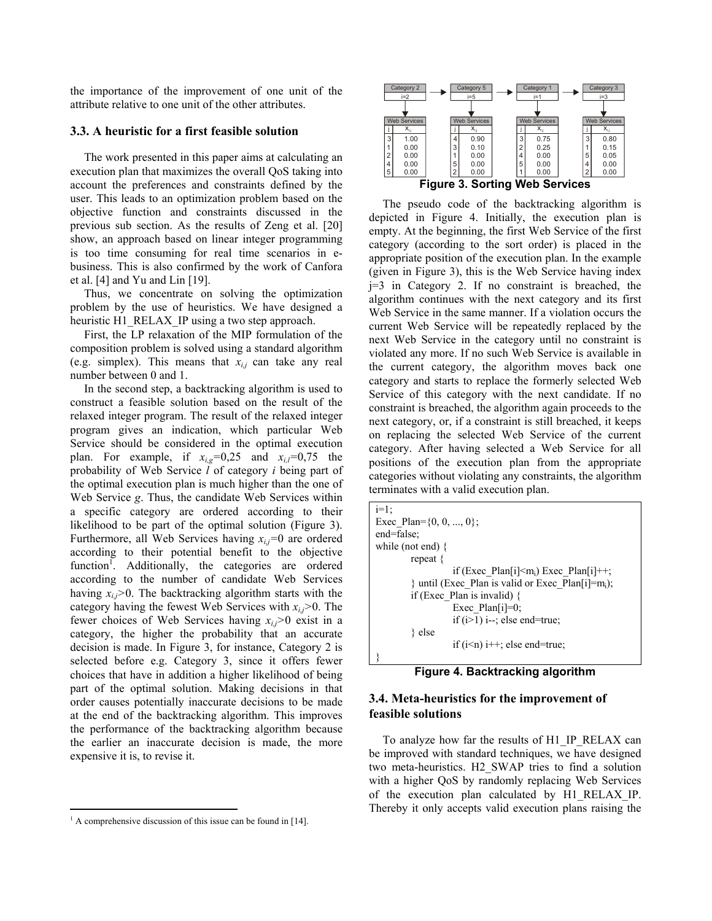the importance of the improvement of one unit of the attribute relative to one unit of the other attributes.

### 3.3. A heuristic for a first feasible solution

The work presented in this paper aims at calculating an execution plan that maximizes the overall QoS taking into account the preferences and constraints defined by the user. This leads to an optimization problem based on the objective function and constraints discussed in the previous sub section. As the results of Zeng et al. [20] show, an approach based on linear integer programming is too time consuming for real time scenarios in e-business. This is also confirmed by the work of Canfora et al. [4] and Yu and Lin [19].

Thus, we concentrate on solving the optimization problem by the use of heuristics. We have designed a heuristic H1_RELAX_IP using a two step approach.

First, the LP relaxation of the MIP formulation of the composition problem is solved using a standard algorithm (e.g. simplex). This means that $x_{i,j}$ can take any real number between 0 and 1.

In the second step, a backtracking algorithm is used to construct a feasible solution based on the result of the relaxed integer program. The result of the relaxed integer program gives an indication, which particular Web Service should be considered in the optimal execution plan. For example, if $x_{i,g}$=0,25 and $x_{i,l}$=0,75 the probability of Web Service $l$ of category $i$ being part of the optimal execution plan is much higher than the one of Web Service $g$. Thus, the candidate Web Services within a specific category are ordered according to their likelihood to be part of the optimal solution (Figure 3). Furthermore, all Web Services having $x_{i,j}$=0 are ordered according to their potential benefit to the objective function[1]. Additionally, the categories are ordered according to the number of candidate Web Services having $x_{i,j}$>0. The backtracking algorithm starts with the category having the fewest Web Services with $x_{i,j}$>0. The fewer choices of Web Services having $x_{i,j}$>0 exist in a category, the higher the probability that an accurate decision is made. In Figure 3, for instance, Category 2 is selected before e.g. Category 3, since it offers fewer choices that have in addition a higher likelihood of being part of the optimal solution. Making decisions in that order causes potentially inaccurate decisions to be made at the end of the backtracking algorithm. This improves the performance of the backtracking algorithm because the earlier an inaccurate decision is made, the more expensive it is, to revise it.

Category 2
i=2

Category 5
i=5

Category 1
i=1

Category 3
i=3

Web Services

| j | $x_{i,j}$ |
|---|---|
| 3 | 1.00 |
| 1 | 0.00 |
| 2 | 0.00 |
| 4 | 0.00 |
| 5 | 0.00 |

| j | $x_{i,j}$ |
|---|---|
| 4 | 0.90 |
| 3 | 0.10 |
| 1 | 0.00 |
| 5 | 0.00 |
| 2 | 0.00 |

| j | $x_{i,j}$ |
|---|---|
| 3 | 0.75 |
| 2 | 0.25 |
| 4 | 0.00 |
| 5 | 0.00 |
| 1 | 0.00 |

| j | $x_{i,j}$ |
|---|---|
| 3 | 0.80 |
| 1 | 0.15 |
| 5 | 0.05 |
| 4 | 0.00 |
| 2 | 0.00 |

**Figure 3. Sorting Web Services**

The pseudo code of the backtracking algorithm is depicted in Figure 4. Initially, the execution plan is empty. At the beginning, the first Web Service of the first category (according to the sort order) is placed in the appropriate position of the execution plan. In the example (given in Figure 3), this is the Web Service having index j=3 in Category 2. If no constraint is breached, the algorithm continues with the next category and its first Web Service in the same manner. If a violation occurs the current Web Service will be repeatedly replaced by the next Web Service in the category until no constraint is violated any more. If no such Web Service is available in the current category, the algorithm moves back one category and starts to replace the formerly selected Web Service of this category with the next candidate. If no constraint is breached, the algorithm again proceeds to the next category, or, if a constraint is still breached, it keeps on replacing the selected Web Service of the current category. After having selected a Web Service for all positions of the execution plan from the appropriate categories without violating any constraints, the algorithm terminates with a valid execution plan.

```
i=1;
Exec_Plan={0, 0, ..., 0};
end=false;
while (not end) {
        repeat {
                if (Exec_Plan[i]<m_i) Exec_Plan[i]++;
        } until (Exec_Plan is valid or Exec_Plan[i]=m_i);
        if (Exec_Plan is invalid) {
                Exec_Plan[i]=0;
                if (i>1) i--; else end=true;
        } else
                if (i<n) i++; else end=true;
}
```

**Figure 4. Backtracking algorithm**

### 3.4. Meta-heuristics for the improvement of feasible solutions

To analyze how far the results of H1_IP_RELAX can be improved with standard techniques, we have designed two meta-heuristics. H2_SWAP tries to find a solution with a higher QoS by randomly replacing Web Services of the execution plan calculated by H1_RELAX_IP. Thereby it only accepts valid execution plans raising the

[1] A comprehensive discussion of this issue can be found in [14].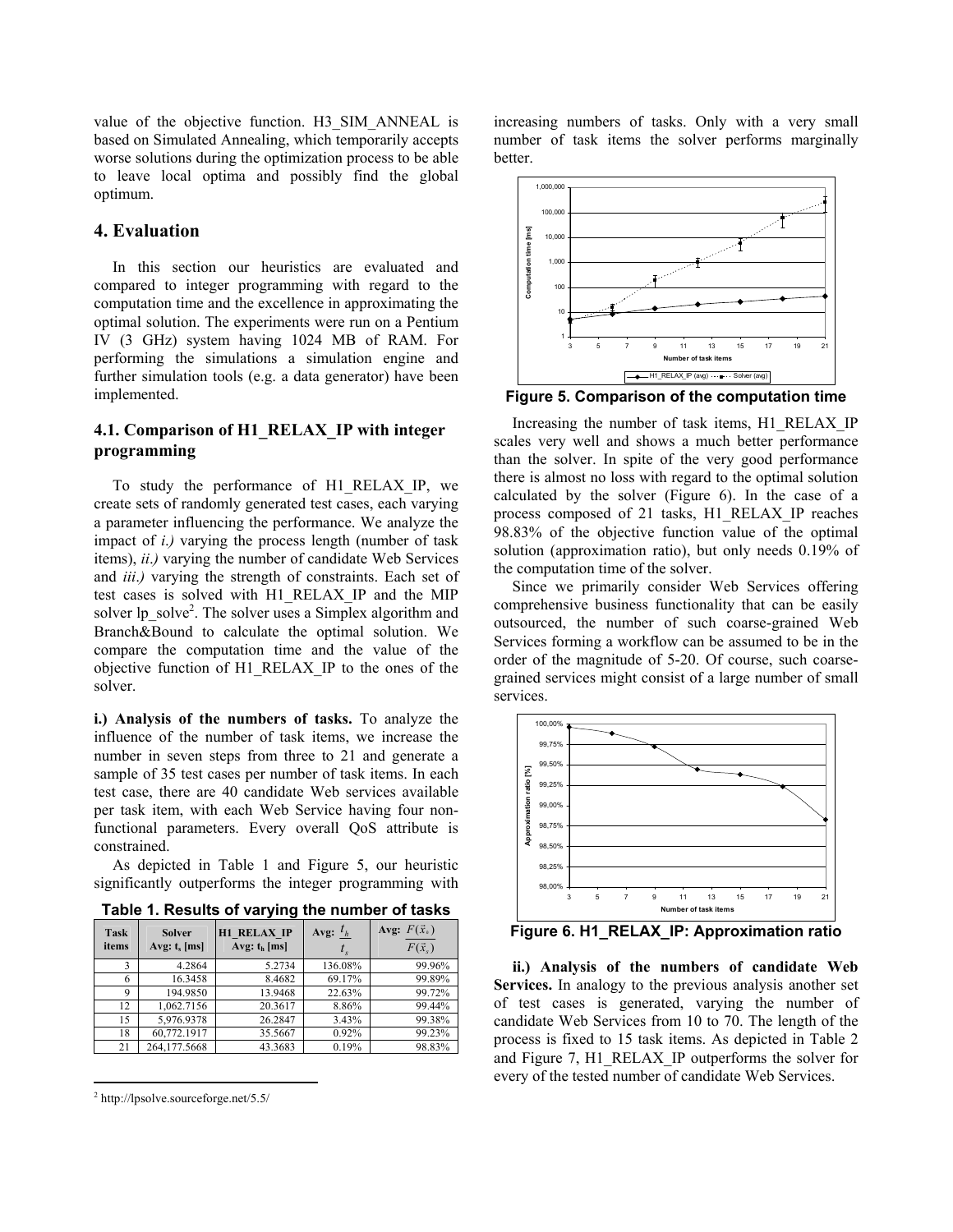value of the objective function. H3_SIM_ANNEAL is based on Simulated Annealing, which temporarily accepts worse solutions during the optimization process to be able to leave local optima and possibly find the global optimum.

## 4. Evaluation

In this section our heuristics are evaluated and compared to integer programming with regard to the computation time and the excellence in approximating the optimal solution. The experiments were run on a Pentium IV (3 GHz) system having 1024 MB of RAM. For performing the simulations a simulation engine and further simulation tools (e.g. a data generator) have been implemented.

### 4.1. Comparison of H1_RELAX_IP with integer programming

To study the performance of H1_RELAX_IP, we create sets of randomly generated test cases, each varying a parameter influencing the performance. We analyze the impact of *i.)* varying the process length (number of task items), *ii.)* varying the number of candidate Web Services and *iii.)* varying the strength of constraints. Each set of test cases is solved with H1_RELAX_IP and the MIP solver lp_solve[2]. The solver uses a Simplex algorithm and Branch&Bound to calculate the optimal solution. We compare the computation time and the value of the objective function of H1_RELAX_IP to the ones of the solver.

**i.) Analysis of the numbers of tasks.** To analyze the influence of the number of task items, we increase the number in seven steps from three to 21 and generate a sample of 35 test cases per number of task items. In each test case, there are 40 candidate Web services available per task item, with each Web Service having four non-functional parameters. Every overall QoS attribute is constrained.

As depicted in Table 1 and Figure 5, our heuristic significantly outperforms the integer programming with increasing numbers of tasks. Only with a very small number of task items the solver performs marginally better.

**Table 1. Results of varying the number of tasks**

| Task items | Solver Avg: $t_s$ [ms] | H1_RELAX_IP Avg: $t_h$ [ms] | Avg: $\frac{t_h}{t_s}$ | Avg: $\frac{F(\vec{x}_h)}{F(\vec{x}_s)}$ |
|---|---|---|---|---|
| 3 | 4.2864 | 5.2734 | 136.08% | 99.96% |
| 6 | 16.3458 | 8.4682 | 69.17% | 99.89% |
| 9 | 194.9850 | 13.9468 | 22.63% | 99.72% |
| 12 | 1,062.7156 | 20.3617 | 8.86% | 99.44% |
| 15 | 5,976.9378 | 26.2847 | 3.43% | 99.38% |
| 18 | 60,772.1917 | 35.5667 | 0.92% | 99.23% |
| 21 | 264,177.5668 | 43.3683 | 0.19% | 98.83% |

Computation time [ms]
1,000,000
100,000
10,000
1,000
100
10
1
3 5 7 9 11 13 15 17 19 21
Number of task items
H1_RELAX_IP (avg) Solver (avg)

**Figure 5. Comparison of the computation time**

Increasing the number of task items, H1_RELAX_IP scales very well and shows a much better performance than the solver. In spite of the very good performance there is almost no loss with regard to the optimal solution calculated by the solver (Figure 6). In the case of a process composed of 21 tasks, H1_RELAX_IP reaches 98.83% of the objective function value of the optimal solution (approximation ratio), but only needs 0.19% of the computation time of the solver.

Since we primarily consider Web Services offering comprehensive business functionality that can be easily outsourced, the number of such coarse-grained Web Services forming a workflow can be assumed to be in the order of the magnitude of 5-20. Of course, such coarse-grained services might consist of a large number of small services.

Approximation ratio [%]
100,00%
99,75%
99,50%
99,25%
99,00%
98,75%
98,50%
98,25%
98,00%
3 5 7 9 11 13 15 17 19 21
Number of task items

**Figure 6. H1_RELAX_IP: Approximation ratio**

**ii.) Analysis of the numbers of candidate Web Services.** In analogy to the previous analysis another set of test cases is generated, varying the number of candidate Web Services from 10 to 70. The length of the process is fixed to 15 task items. As depicted in Table 2 and Figure 7, H1_RELAX_IP outperforms the solver for every of the tested number of candidate Web Services.

[2] http://lpsolve.sourceforge.net/5.5/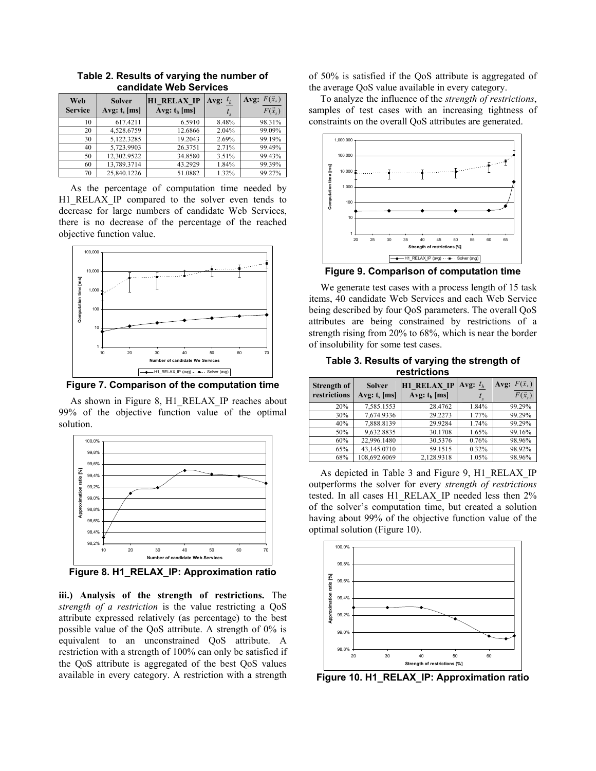**Table 2. Results of varying the number of candidate Web Services**

| Web Service | Solver Avg: $t_s$ [ms] | H1_RELAX_IP Avg: $t_h$ [ms] | Avg: $\frac{t_h}{t_s}$ | Avg: $\frac{F(\vec{x}_s)}{F(\vec{x}_s)}$ |
|---|---|---|---|---|
| 10 | 617.4211 | 6.5910 | 8.48% | 98.31% |
| 20 | 4,528.6759 | 12.6866 | 2.04% | 99.09% |
| 30 | 5,122.3285 | 19.2043 | 2.69% | 99.19% |
| 40 | 5,723.9903 | 26.3751 | 2.71% | 99.49% |
| 50 | 12,302.9522 | 34.8580 | 3.51% | 99.43% |
| 60 | 13,789.3714 | 43.2929 | 1.84% | 99.39% |
| 70 | 25,840.1226 | 51.0882 | 1.32% | 99.27% |

As the percentage of computation time needed by H1_RELAX_IP compared to the solver even tends to decrease for large numbers of candidate Web Services, there is no decrease of the percentage of the reached objective function value.

**Figure 7. Comparison of the computation time**

As shown in Figure 8, H1_RELAX_IP reaches about 99% of the objective function value of the optimal solution.

**Figure 8. H1_RELAX_IP: Approximation ratio**

**iii.) Analysis of the strength of restrictions.** The *strength of a restriction* is the value restricting a QoS attribute expressed relatively (as percentage) to the best possible value of the QoS attribute. A strength of 0% is equivalent to an unconstrained QoS attribute. A restriction with a strength of 100% can only be satisfied if the QoS attribute is aggregated of the best QoS values available in every category. A restriction with a strength of 50% is satisfied if the QoS attribute is aggregated of the average QoS value available in every category.

To analyze the influence of the *strength of restrictions*, samples of test cases with an increasing tightness of constraints on the overall QoS attributes are generated.

**Figure 9. Comparison of computation time**

We generate test cases with a process length of 15 task items, 40 candidate Web Services and each Web Service being described by four QoS parameters. The overall QoS attributes are being constrained by restrictions of a strength rising from 20% to 68%, which is near the border of insolubility for some test cases.

**Table 3. Results of varying the strength of restrictions**

| Strength of restrictions | Solver Avg: $t_s$ [ms] | H1_RELAX_IP Avg: $t_h$ [ms] | Avg: $\frac{t_h}{t_s}$ | Avg: $\frac{F(\vec{x}_s)}{F(\vec{x}_s)}$ |
|---|---|---|---|---|
| 20% | 7,585.1553 | 28.4762 | 1.84% | 99.29% |
| 30% | 7,674.9336 | 29.2273 | 1.77% | 99.29% |
| 40% | 7,888.8139 | 29.9284 | 1.74% | 99.29% |
| 50% | 9,632.8835 | 30.1708 | 1.65% | 99.16% |
| 60% | 22,996.1480 | 30.5376 | 0.76% | 98.96% |
| 65% | 43,145.0710 | 59.1515 | 0.32% | 98.92% |
| 68% | 108,692.6069 | 2,128.9318 | 1.05% | 98.96% |

As depicted in Table 3 and Figure 9, H1_RELAX_IP outperforms the solver for every *strength of restrictions* tested. In all cases H1_RELAX_IP needed less then 2% of the solver's computation time, but created a solution having about 99% of the objective function value of the optimal solution (Figure 10).

**Figure 10. H1_RELAX_IP: Approximation ratio**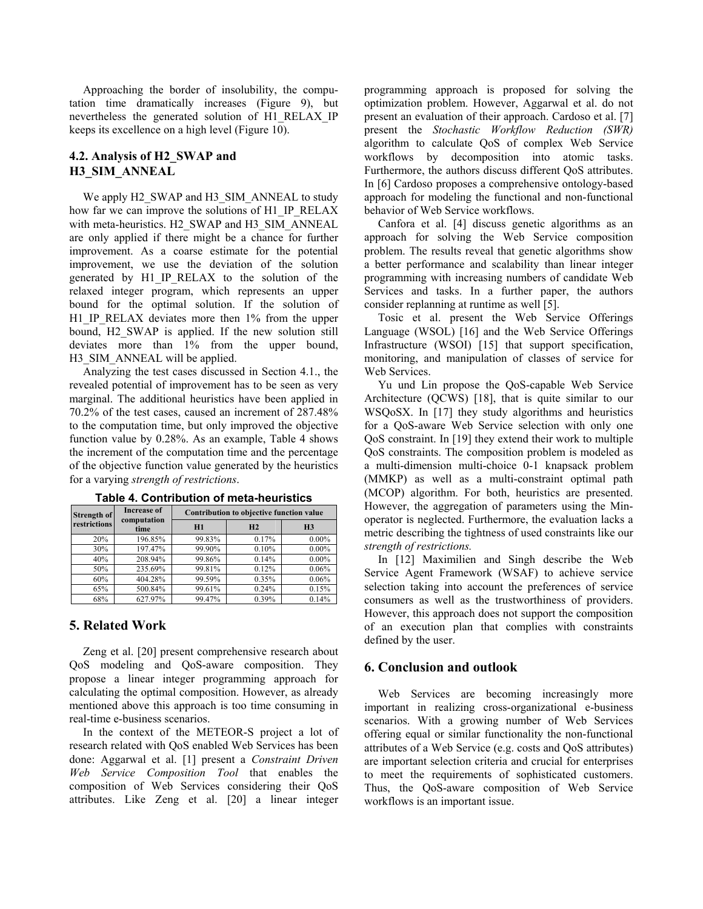Approaching the border of insolubility, the computation time dramatically increases (Figure 9), but nevertheless the generated solution of H1_RELAX_IP keeps its excellence on a high level (Figure 10).

## 4.2. Analysis of H2_SWAP and H3_SIM_ANNEAL

We apply H2_SWAP and H3_SIM_ANNEAL to study how far we can improve the solutions of H1_IP_RELAX with meta-heuristics. H2_SWAP and H3_SIM_ANNEAL are only applied if there might be a chance for further improvement. As a coarse estimate for the potential improvement, we use the deviation of the solution generated by H1_IP_RELAX to the solution of the relaxed integer program, which represents an upper bound for the optimal solution. If the solution of H1_IP_RELAX deviates more then 1% from the upper bound, H2_SWAP is applied. If the new solution still deviates more than 1% from the upper bound, H3_SIM_ANNEAL will be applied.

Analyzing the test cases discussed in Section 4.1., the revealed potential of improvement has to be seen as very marginal. The additional heuristics have been applied in 70.2% of the test cases, caused an increment of 287.48% to the computation time, but only improved the objective function value by 0.28%. As an example, Table 4 shows the increment of the computation time and the percentage of the objective function value generated by the heuristics for a varying *strength of restrictions*.

**Table 4. Contribution of meta-heuristics**

| Strength of restrictions | Increase of computation time | Contribution to objective function value | | |
|---|---|---|---|---|
| | | H1 | H2 | H3 |
| 20% | 196.85% | 99.83% | 0.17% | 0.00% |
| 30% | 197.47% | 99.90% | 0.10% | 0.00% |
| 40% | 208.94% | 99.86% | 0.14% | 0.00% |
| 50% | 235.69% | 99.81% | 0.12% | 0.06% |
| 60% | 404.28% | 99.59% | 0.35% | 0.06% |
| 65% | 500.84% | 99.61% | 0.24% | 0.15% |
| 68% | 627.97% | 99.47% | 0.39% | 0.14% |

# 5. Related Work

Zeng et al. [20] present comprehensive research about QoS modeling and QoS-aware composition. They propose a linear integer programming approach for calculating the optimal composition. However, as already mentioned above this approach is too time consuming in real-time e-business scenarios.

In the context of the METEOR-S project a lot of research related with QoS enabled Web Services has been done: Aggarwal et al. [1] present a *Constraint Driven Web Service Composition Tool* that enables the composition of Web Services considering their QoS attributes. Like Zeng et al. [20] a linear integer programming approach is proposed for solving the optimization problem. However, Aggarwal et al. do not present an evaluation of their approach. Cardoso et al. [7] present the *Stochastic Workflow Reduction (SWR)* algorithm to calculate QoS of complex Web Service workflows by decomposition into atomic tasks. Furthermore, the authors discuss different QoS attributes. In [6] Cardoso proposes a comprehensive ontology-based approach for modeling the functional and non-functional behavior of Web Service workflows.

Canfora et al. [4] discuss genetic algorithms as an approach for solving the Web Service composition problem. The results reveal that genetic algorithms show a better performance and scalability than linear integer programming with increasing numbers of candidate Web Services and tasks. In a further paper, the authors consider replanning at runtime as well [5].

Tosic et al. present the Web Service Offerings Language (WSOL) [16] and the Web Service Offerings Infrastructure (WSOI) [15] that support specification, monitoring, and manipulation of classes of service for Web Services.

Yu und Lin propose the QoS-capable Web Service Architecture (QCWS) [18], that is quite similar to our WSQoSX. In [17] they study algorithms and heuristics for a QoS-aware Web Service selection with only one QoS constraint. In [19] they extend their work to multiple QoS constraints. The composition problem is modeled as a multi-dimension multi-choice 0-1 knapsack problem (MMKP) as well as a multi-constraint optimal path (MCOP) algorithm. For both, heuristics are presented. However, the aggregation of parameters using the Min-operator is neglected. Furthermore, the evaluation lacks a metric describing the tightness of used constraints like our *strength of restrictions.*

In [12] Maximilien and Singh describe the Web Service Agent Framework (WSAF) to achieve service selection taking into account the preferences of service consumers as well as the trustworthiness of providers. However, this approach does not support the composition of an execution plan that complies with constraints defined by the user.

# 6. Conclusion and outlook

Web Services are becoming increasingly more important in realizing cross-organizational e-business scenarios. With a growing number of Web Services offering equal or similar functionality the non-functional attributes of a Web Service (e.g. costs and QoS attributes) are important selection criteria and crucial for enterprises to meet the requirements of sophisticated customers. Thus, the QoS-aware composition of Web Service workflows is an important issue.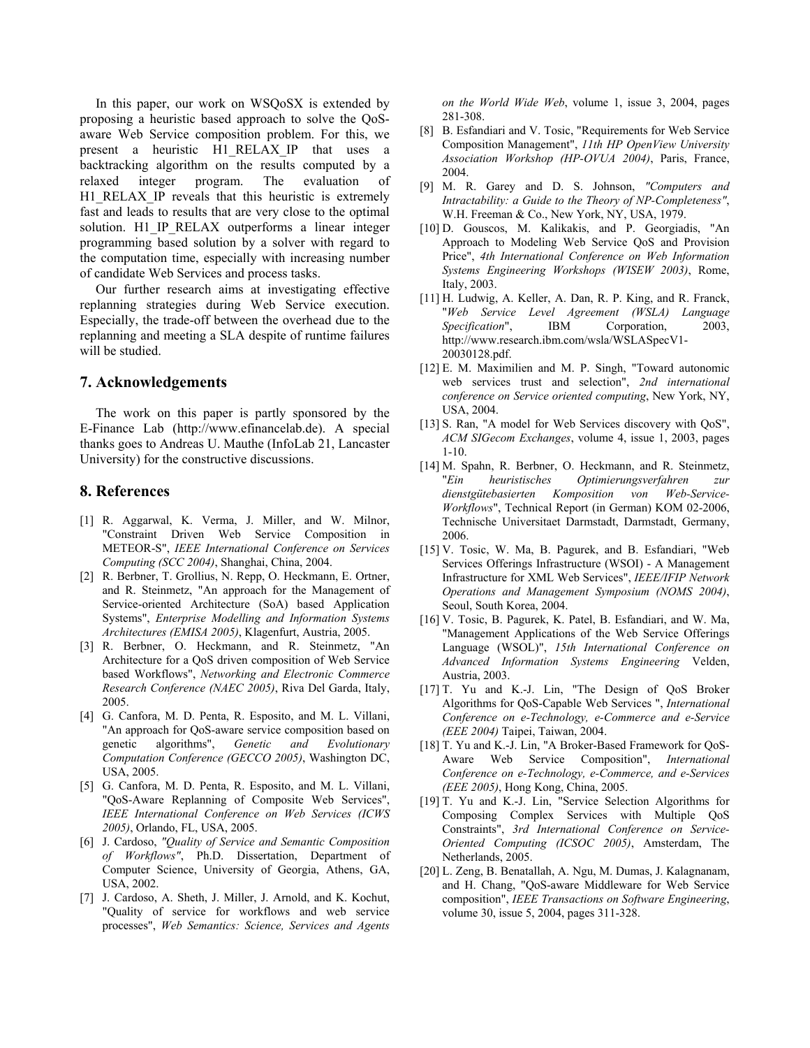In this paper, our work on WSQoSX is extended by proposing a heuristic based approach to solve the QoS-aware Web Service composition problem. For this, we present a heuristic H1_RELAX_IP that uses a backtracking algorithm on the results computed by a relaxed integer program. The evaluation of H1_RELAX_IP reveals that this heuristic is extremely fast and leads to results that are very close to the optimal solution. H1_IP_RELAX outperforms a linear integer programming based solution by a solver with regard to the computation time, especially with increasing number of candidate Web Services and process tasks.

Our further research aims at investigating effective replanning strategies during Web Service execution. Especially, the trade-off between the overhead due to the replanning and meeting a SLA despite of runtime failures will be studied.

## 7. Acknowledgements

The work on this paper is partly sponsored by the E-Finance Lab (http://www.efinancelab.de). A special thanks goes to Andreas U. Mauthe (InfoLab 21, Lancaster University) for the constructive discussions.

## 8. References

[1] R. Aggarwal, K. Verma, J. Miller, and W. Milnor, "Constraint Driven Web Service Composition in METEOR-S", *IEEE International Conference on Services Computing (SCC 2004)*, Shanghai, China, 2004.

[2] R. Berbner, T. Grollius, N. Repp, O. Heckmann, E. Ortner, and R. Steinmetz, "An approach for the Management of Service-oriented Architecture (SoA) based Application Systems", *Enterprise Modelling and Information Systems Architectures (EMISA 2005)*, Klagenfurt, Austria, 2005.

[3] R. Berbner, O. Heckmann, and R. Steinmetz, "An Architecture for a QoS driven composition of Web Service based Workflows", *Networking and Electronic Commerce Research Conference (NAEC 2005)*, Riva Del Garda, Italy, 2005.

[4] G. Canfora, M. D. Penta, R. Esposito, and M. L. Villani, "An approach for QoS-aware service composition based on genetic algorithms", *Genetic and Evolutionary Computation Conference (GECCO 2005)*, Washington DC, USA, 2005.

[5] G. Canfora, M. D. Penta, R. Esposito, and M. L. Villani, "QoS-Aware Replanning of Composite Web Services", *IEEE International Conference on Web Services (ICWS 2005)*, Orlando, FL, USA, 2005.

[6] J. Cardoso, *"Quality of Service and Semantic Composition of Workflows"*, Ph.D. Dissertation, Department of Computer Science, University of Georgia, Athens, GA, USA, 2002.

[7] J. Cardoso, A. Sheth, J. Miller, J. Arnold, and K. Kochut, "Quality of service for workflows and web service processes", *Web Semantics: Science, Services and Agents on the World Wide Web*, volume 1, issue 3, 2004, pages 281-308.

[8] B. Esfandiari and V. Tosic, "Requirements for Web Service Composition Management", *11th HP OpenView University Association Workshop (HP-OVUA 2004)*, Paris, France, 2004.

[9] M. R. Garey and D. S. Johnson, *"Computers and Intractability: a Guide to the Theory of NP-Completeness"*, W.H. Freeman & Co., New York, NY, USA, 1979.

[10] D. Gouscos, M. Kalikakis, and P. Georgiadis, "An Approach to Modeling Web Service QoS and Provision Price", *4th International Conference on Web Information Systems Engineering Workshops (WISEW 2003)*, Rome, Italy, 2003.

[11] H. Ludwig, A. Keller, A. Dan, R. P. King, and R. Franck, "*Web Service Level Agreement (WSLA) Language Specification*", IBM Corporation, 2003, http://www.research.ibm.com/wsla/WSLASpecV1-20030128.pdf.

[12] E. M. Maximilien and M. P. Singh, "Toward autonomic web services trust and selection", *2nd international conference on Service oriented computing*, New York, NY, USA, 2004.

[13] S. Ran, "A model for Web Services discovery with QoS", *ACM SIGecom Exchanges*, volume 4, issue 1, 2003, pages 1-10.

[14] M. Spahn, R. Berbner, O. Heckmann, and R. Steinmetz, "*Ein heuristisches Optimierungsverfahren zur dienstgütebasierten Komposition von Web-Service-Workflows*", Technical Report (in German) KOM 02-2006, Technische Universitaet Darmstadt, Darmstadt, Germany, 2006.

[15] V. Tosic, W. Ma, B. Pagurek, and B. Esfandiari, "Web Services Offerings Infrastructure (WSOI) - A Management Infrastructure for XML Web Services", *IEEE/IFIP Network Operations and Management Symposium (NOMS 2004)*, Seoul, South Korea, 2004.

[16] V. Tosic, B. Pagurek, K. Patel, B. Esfandiari, and W. Ma, "Management Applications of the Web Service Offerings Language (WSOL)", *15th International Conference on Advanced Information Systems Engineering* Velden, Austria, 2003.

[17] T. Yu and K.-J. Lin, "The Design of QoS Broker Algorithms for QoS-Capable Web Services ", *International Conference on e-Technology, e-Commerce and e-Service (EEE 2004)* Taipei, Taiwan, 2004.

[18] T. Yu and K.-J. Lin, "A Broker-Based Framework for QoS-Aware Web Service Composition", *International Conference on e-Technology, e-Commerce, and e-Services (EEE 2005)*, Hong Kong, China, 2005.

[19] T. Yu and K.-J. Lin, "Service Selection Algorithms for Composing Complex Services with Multiple QoS Constraints", *3rd International Conference on Service-Oriented Computing (ICSOC 2005)*, Amsterdam, The Netherlands, 2005.

[20] L. Zeng, B. Benatallah, A. Ngu, M. Dumas, J. Kalagnanam, and H. Chang, "QoS-aware Middleware for Web Service composition", *IEEE Transactions on Software Engineering*, volume 30, issue 5, 2004, pages 311-328.